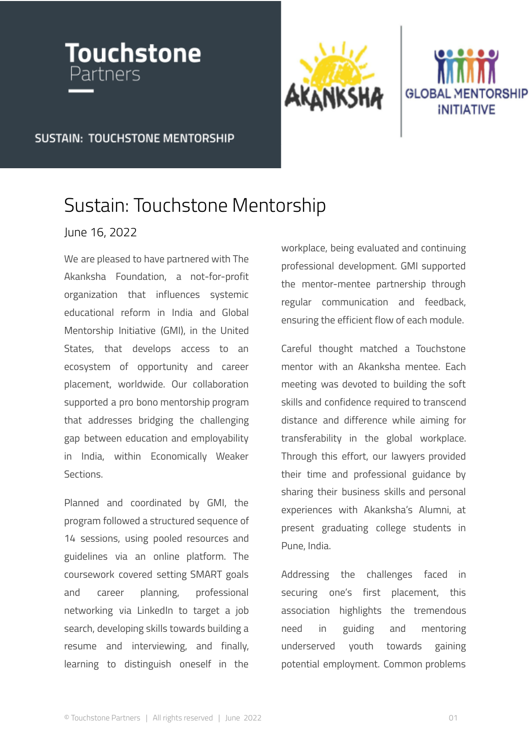Touchstone Partners

SUSTAIN: TOUCHSTONE MENTORSHIP

AKANKSHA

GLOBAL MENTORSHIP INITIATIVE

# Sustain: Touchstone Mentorship

June 16, 2022

We are pleased to have partnered with The Akanksha Foundation, a not-for-profit organization that influences systemic educational reform in India and Global Mentorship Initiative (GMI), in the United States, that develops access to an ecosystem of opportunity and career placement, worldwide. Our collaboration supported a pro bono mentorship program that addresses bridging the challenging gap between education and employability in India, within Economically Weaker Sections.

Planned and coordinated by GMI, the program followed a structured sequence of 14 sessions, using pooled resources and guidelines via an online platform. The coursework covered setting SMART goals and career planning, professional networking via LinkedIn to target a job search, developing skills towards building a resume and interviewing, and finally, learning to distinguish oneself in the workplace, being evaluated and continuing professional development. GMI supported the mentor-mentee partnership through regular communication and feedback, ensuring the efficient flow of each module.

Careful thought matched a Touchstone mentor with an Akanksha mentee. Each meeting was devoted to building the soft skills and confidence required to transcend distance and difference while aiming for transferability in the global workplace. Through this effort, our lawyers provided their time and professional guidance by sharing their business skills and personal experiences with Akanksha's Alumni, at present graduating college students in Pune, India.

Addressing the challenges faced in securing one's first placement, this association highlights the tremendous need in guiding and mentoring underserved youth towards gaining potential employment. Common problems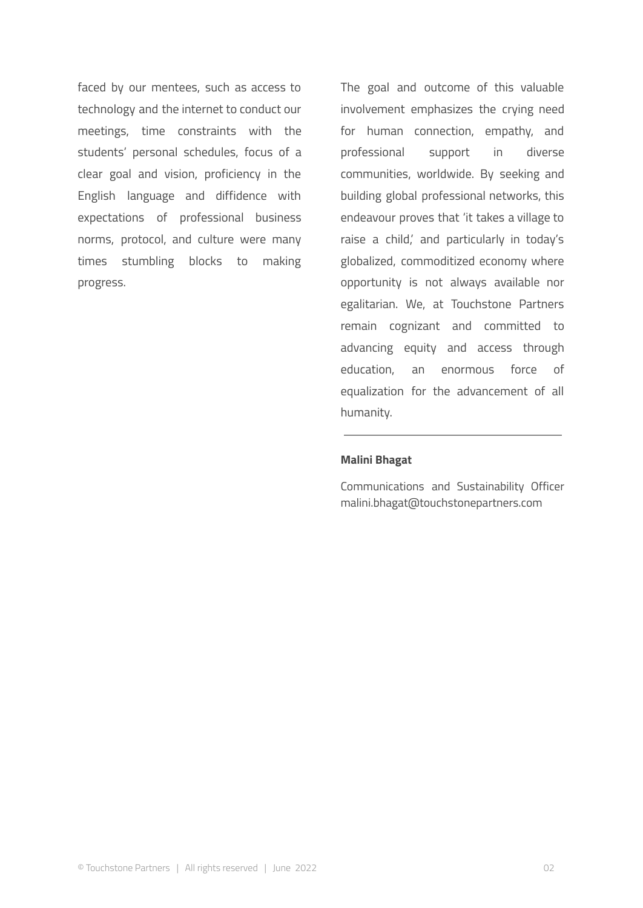faced by our mentees, such as access to technology and the internet to conduct our meetings, time constraints with the students' personal schedules, focus of a clear goal and vision, proficiency in the English language and diffidence with expectations of professional business norms, protocol, and culture were many times stumbling blocks to making progress.

The goal and outcome of this valuable involvement emphasizes the crying need for human connection, empathy, and professional support in diverse communities, worldwide. By seeking and building global professional networks, this endeavour proves that 'it takes a village to raise a child,' and particularly in today's globalized, commoditized economy where opportunity is not always available nor egalitarian. We, at Touchstone Partners remain cognizant and committed to advancing equity and access through education, an enormous force of equalization for the advancement of all humanity.

---

**Malini Bhagat**

Communications and Sustainability Officer
malini.bhagat@touchstonepartners.com